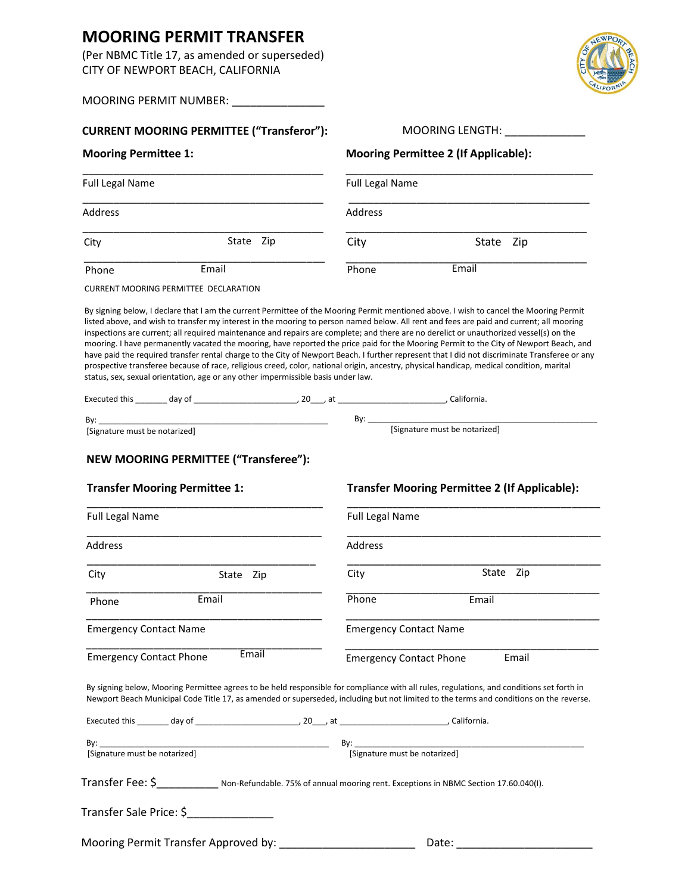# MOORING PERMIT TRANSFER

(Per NBMC Title 17, as amended or superseded)
CITY OF NEWPORT BEACH, CALIFORNIA

MOORING PERMIT NUMBER: _______________

**CURRENT MOORING PERMITTEE ("Transferor"):** MOORING LENGTH: _____________

**Mooring Permittee 1:**

___________________________________________
Full Legal Name

___________________________________________
Address

___________________________________________
City State Zip

___________________________________________
Phone Email

**Mooring Permittee 2 (If Applicable):**

___________________________________________
Full Legal Name

___________________________________________
Address

___________________________________________
City State Zip

___________________________________________
Phone Email

CURRENT MOORING PERMITTEE DECLARATION

By signing below, I declare that I am the current Permittee of the Mooring Permit mentioned above. I wish to cancel the Mooring Permit listed above, and wish to transfer my interest in the mooring to person named below. All rent and fees are paid and current; all mooring inspections are current; all required maintenance and repairs are complete; and there are no derelict or unauthorized vessel(s) on the mooring. I have permanently vacated the mooring, have reported the price paid for the Mooring Permit to the City of Newport Beach, and have paid the required transfer rental charge to the City of Newport Beach. I further represent that I did not discriminate Transferee or any prospective transferee because of race, religious creed, color, national origin, ancestry, physical handicap, medical condition, marital status, sex, sexual orientation, age or any other impermissible basis under law.

Executed this _______ day of ______________________, 20___, at ______________________, California.

By: _______________________________________________
[Signature must be notarized]

By: _______________________________________________
[Signature must be notarized]

**NEW MOORING PERMITTEE ("Transferee"):**

**Transfer Mooring Permittee 1:**

___________________________________________
Full Legal Name

___________________________________________
Address

___________________________________________
City State Zip

___________________________________________
Phone Email

___________________________________________
Emergency Contact Name

___________________________________________
Emergency Contact Phone Email

**Transfer Mooring Permittee 2 (If Applicable):**

___________________________________________
Full Legal Name

___________________________________________
Address

___________________________________________
City State Zip

___________________________________________
Phone Email

___________________________________________
Emergency Contact Name

___________________________________________
Emergency Contact Phone Email

By signing below, Mooring Permittee agrees to be held responsible for compliance with all rules, regulations, and conditions set forth in Newport Beach Municipal Code Title 17, as amended or superseded, including but not limited to the terms and conditions on the reverse.

Executed this _______ day of ______________________, 20___, at ______________________, California.

By: _______________________________________________
[Signature must be notarized]

By: _______________________________________________
[Signature must be notarized]

Transfer Fee: $__________ Non-Refundable. 75% of annual mooring rent. Exceptions in NBMC Section 17.60.040(I).

Transfer Sale Price: $_____________

Mooring Permit Transfer Approved by: _____________________ Date: _____________________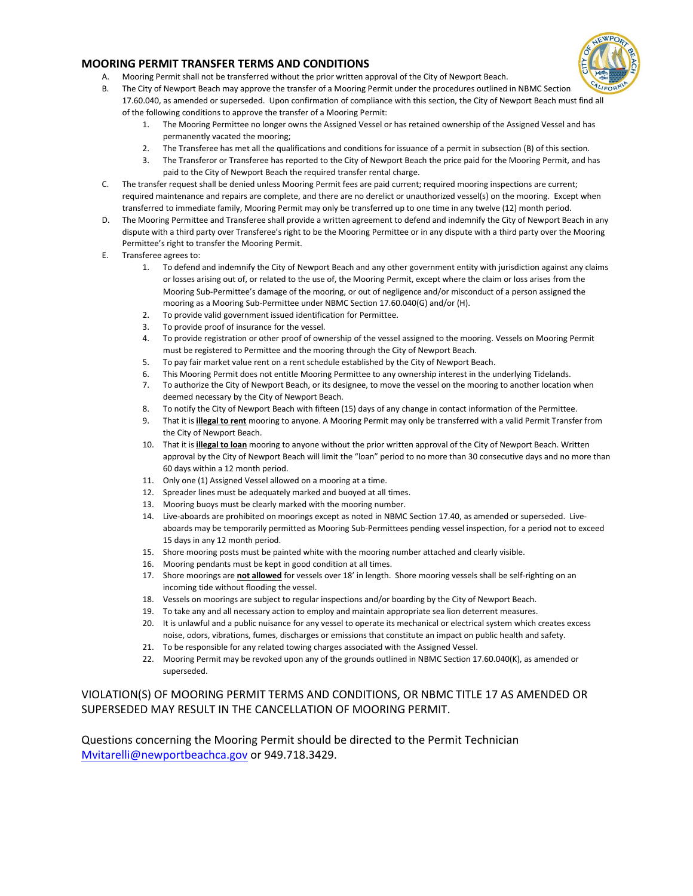## MOOORING PERMIT TRANSFER TERMS AND CONDITIONS

A. Mooring Permit shall not be transferred without the prior written approval of the City of Newport Beach.

B. The City of Newport Beach may approve the transfer of a Mooring Permit under the procedures outlined in NBMC Section 17.60.040, as amended or superseded. Upon confirmation of compliance with this section, the City of Newport Beach must find all of the following conditions to approve the transfer of a Mooring Permit:

   1. The Mooring Permittee no longer owns the Assigned Vessel or has retained ownership of the Assigned Vessel and has permanently vacated the mooring;
   2. The Transferee has met all the qualifications and conditions for issuance of a permit in subsection (B) of this section.
   3. The Transferor or Transferee has reported to the City of Newport Beach the price paid for the Mooring Permit, and has paid to the City of Newport Beach the required transfer rental charge.

C. The transfer request shall be denied unless Mooring Permit fees are paid current; required mooring inspections are current; required maintenance and repairs are complete, and there are no derelict or unauthorized vessel(s) on the mooring. Except when transferred to immediate family, Mooring Permit may only be transferred up to one time in any twelve (12) month period.

D. The Mooring Permittee and Transferee shall provide a written agreement to defend and indemnify the City of Newport Beach in any dispute with a third party over Transferee's right to be the Mooring Permittee or in any dispute with a third party over the Mooring Permittee's right to transfer the Mooring Permit.

E. Transferee agrees to:

   1. To defend and indemnify the City of Newport Beach and any other government entity with jurisdiction against any claims or losses arising out of, or related to the use of, the Mooring Permit, except where the claim or loss arises from the Mooring Sub-Permittee's damage of the mooring, or out of negligence and/or misconduct of a person assigned the mooring as a Mooring Sub-Permittee under NBMC Section 17.60.040(G) and/or (H).
   2. To provide valid government issued identification for Permittee.
   3. To provide proof of insurance for the vessel.
   4. To provide registration or other proof of ownership of the vessel assigned to the mooring. Vessels on Mooring Permit must be registered to Permittee and the mooring through the City of Newport Beach.
   5. To pay fair market value rent on a rent schedule established by the City of Newport Beach.
   6. This Mooring Permit does not entitle Mooring Permittee to any ownership interest in the underlying Tidelands.
   7. To authorize the City of Newport Beach, or its designee, to move the vessel on the mooring to another location when deemed necessary by the City of Newport Beach.
   8. To notify the City of Newport Beach with fifteen (15) days of any change in contact information of the Permittee.
   9. That it is **illegal to rent** mooring to anyone. A Mooring Permit may only be transferred with a valid Permit Transfer from the City of Newport Beach.
   10. That it is **illegal to loan** mooring to anyone without the prior written approval of the City of Newport Beach. Written approval by the City of Newport Beach will limit the "loan" period to no more than 30 consecutive days and no more than 60 days within a 12 month period.
   11. Only one (1) Assigned Vessel allowed on a mooring at a time.
   12. Spreader lines must be adequately marked and buoyed at all times.
   13. Mooring buoys must be clearly marked with the mooring number.
   14. Live-aboards are prohibited on moorings except as noted in NBMC Section 17.40, as amended or superseded. Live-aboards may be temporarily permitted as Mooring Sub-Permittees pending vessel inspection, for a period not to exceed 15 days in any 12 month period.
   15. Shore mooring posts must be painted white with the mooring number attached and clearly visible.
   16. Mooring pendants must be kept in good condition at all times.
   17. Shore moorings are **not allowed** for vessels over 18' in length. Shore mooring vessels shall be self-righting on an incoming tide without flooding the vessel.
   18. Vessels on moorings are subject to regular inspections and/or boarding by the City of Newport Beach.
   19. To take any and all necessary action to employ and maintain appropriate sea lion deterrent measures.
   20. It is unlawful and a public nuisance for any vessel to operate its mechanical or electrical system which creates excess noise, odors, vibrations, fumes, discharges or emissions that constitute an impact on public health and safety.
   21. To be responsible for any related towing charges associated with the Assigned Vessel.
   22. Mooring Permit may be revoked upon any of the grounds outlined in NBMC Section 17.60.040(K), as amended or superseded.

VIOLATION(S) OF MOORING PERMIT TERMS AND CONDITIONS, OR NBMC TITLE 17 AS AMENDED OR SUPERSEDED MAY RESULT IN THE CANCELLATION OF MOORING PERMIT.

Questions concerning the Mooring Permit should be directed to the Permit Technician Mvitarelli@newportbeachca.gov or 949.718.3429.